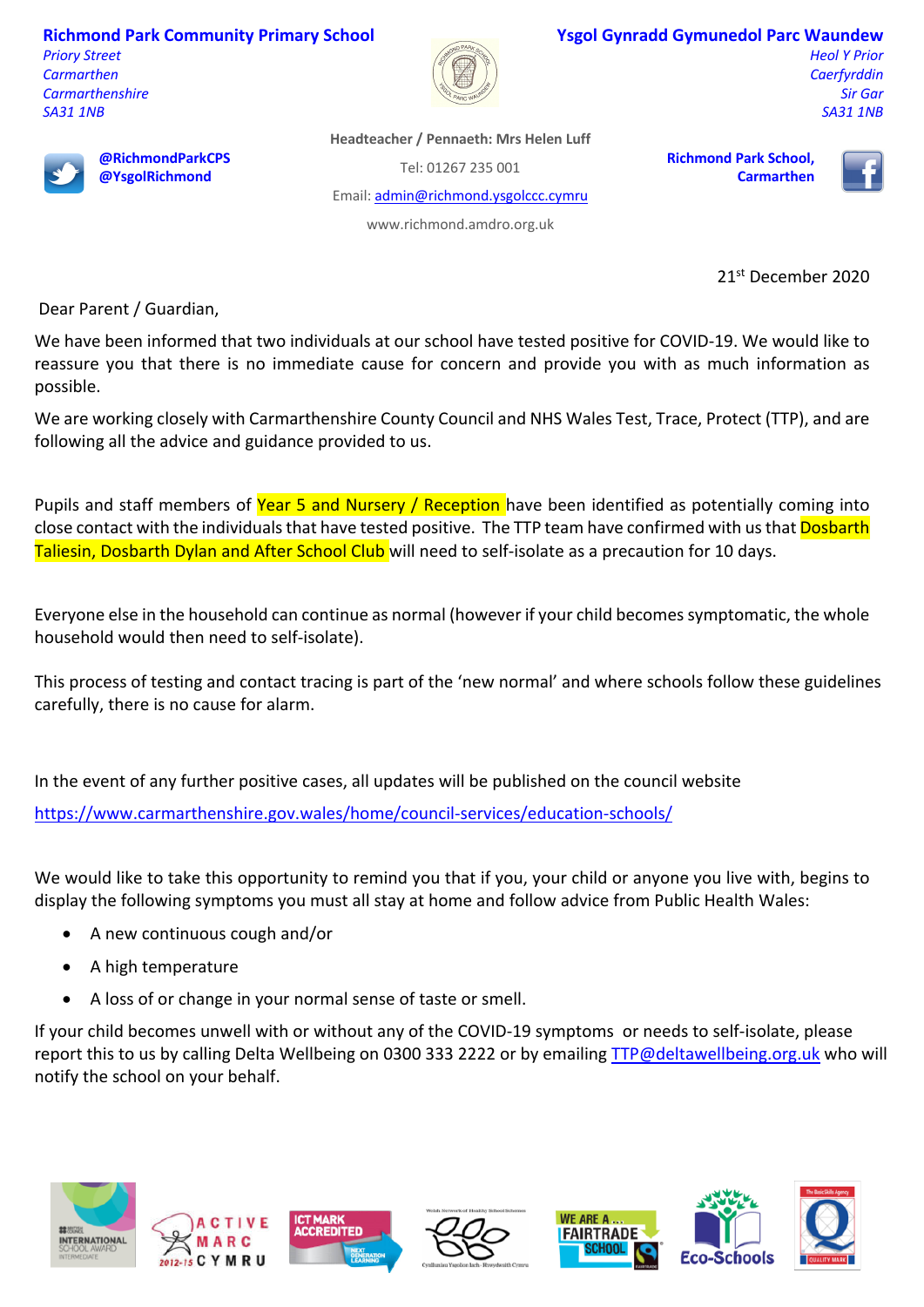**Richmond Park Community Primary School**
*Priory Street*
*Carmarthen*
*Carmarthenshire*
*SA31 1NB*

**Ysgol Gynradd Gymunedol Parc Waundew**
*Heol Y Prior*
*Caerfyrddin*
*Sir Gar*
*SA31 1NB*

**@RichmondParkCPS**
**@YsgolRichmond**

**Headteacher / Pennaeth: Mrs Helen Luff**
Tel: 01267 235 001
Email: admin@richmond.ysgolccc.cymru
www.richmond.amdro.org.uk

**Richmond Park School, Carmarthen**

21st December 2020

Dear Parent / Guardian,

We have been informed that two individuals at our school have tested positive for COVID-19. We would like to reassure you that there is no immediate cause for concern and provide you with as much information as possible.

We are working closely with Carmarthenshire County Council and NHS Wales Test, Trace, Protect (TTP), and are following all the advice and guidance provided to us.

Pupils and staff members of Year 5 and Nursery / Reception have been identified as potentially coming into close contact with the individuals that have tested positive. The TTP team have confirmed with us that Dosbarth Taliesin, Dosbarth Dylan and After School Club will need to self-isolate as a precaution for 10 days.

Everyone else in the household can continue as normal (however if your child becomes symptomatic, the whole household would then need to self-isolate).

This process of testing and contact tracing is part of the 'new normal' and where schools follow these guidelines carefully, there is no cause for alarm.

In the event of any further positive cases, all updates will be published on the council website
https://www.carmarthenshire.gov.wales/home/council-services/education-schools/

We would like to take this opportunity to remind you that if you, your child or anyone you live with, begins to display the following symptoms you must all stay at home and follow advice from Public Health Wales:

- A new continuous cough and/or
- A high temperature
- A loss of or change in your normal sense of taste or smell.

If your child becomes unwell with or without any of the COVID-19 symptoms or needs to self-isolate, please report this to us by calling Delta Wellbeing on 0300 333 2222 or by emailing TTP@deltawellbeing.org.uk who will notify the school on your behalf.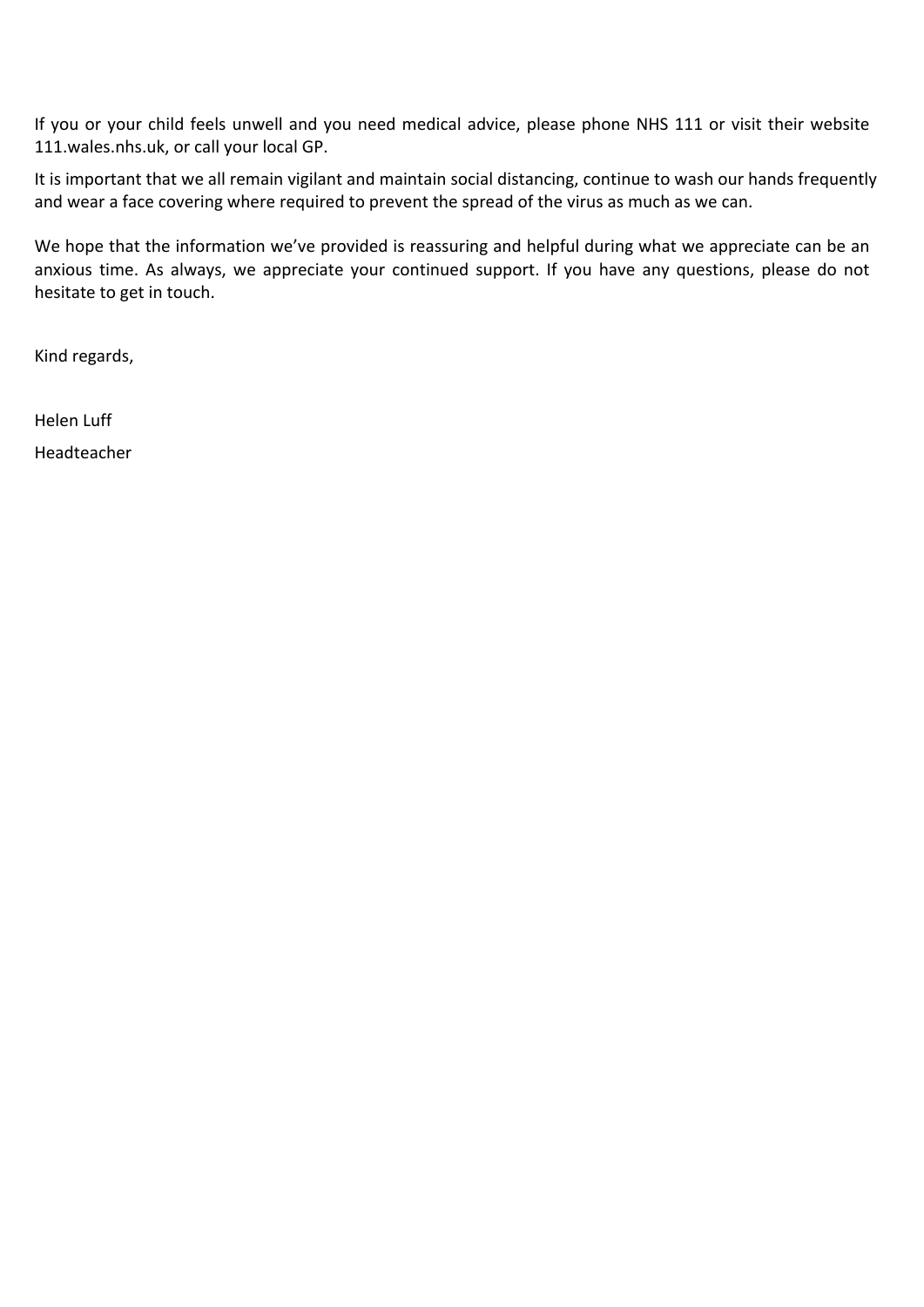If you or your child feels unwell and you need medical advice, please phone NHS 111 or visit their website 111.wales.nhs.uk, or call your local GP.

It is important that we all remain vigilant and maintain social distancing, continue to wash our hands frequently and wear a face covering where required to prevent the spread of the virus as much as we can.

We hope that the information we've provided is reassuring and helpful during what we appreciate can be an anxious time. As always, we appreciate your continued support. If you have any questions, please do not hesitate to get in touch.

Kind regards,

Helen Luff

Headteacher